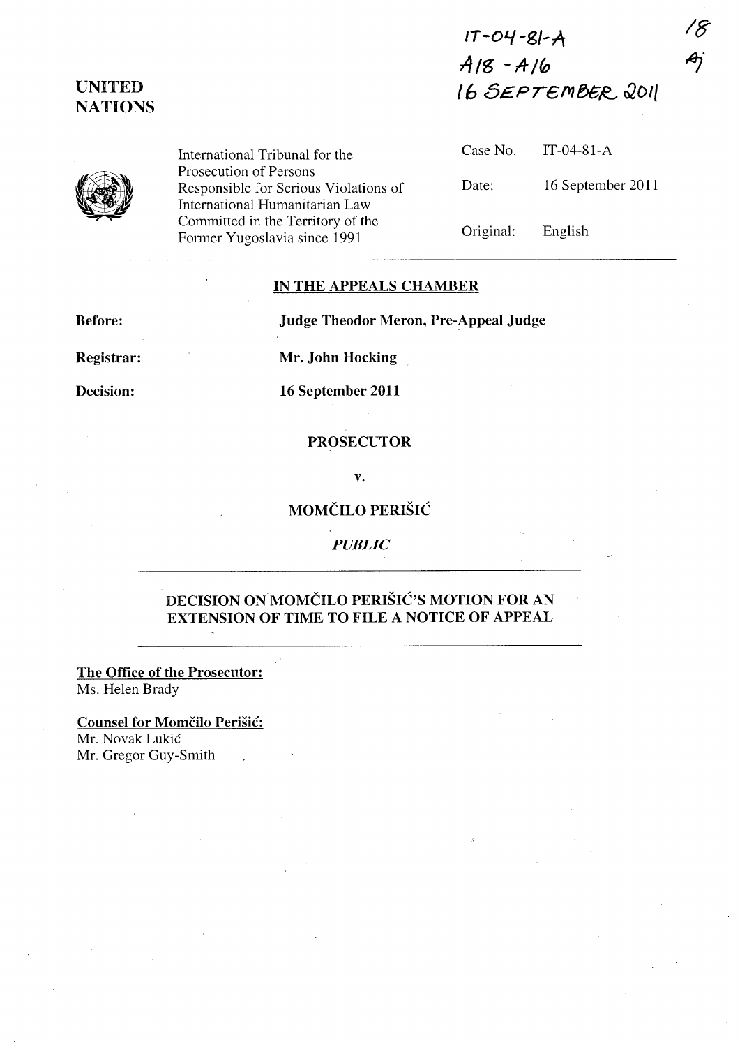IT-04-81-A
A18 - A16
16 SEPTEMBER 2011

18
AJ

**UNITED NATIONS**

International Tribunal for the Prosecution of Persons Responsible for Serious Violations of International Humanitarian Law Committed in the Territory of the Former Yugoslavia since 1991

| | |
|---|---|
| Case No. | IT-04-81-A |
| Date: | 16 September 2011 |
| Original: | English |

**IN THE APPEALS CHAMBER**

**Before:** **Judge Theodor Meron, Pre-Appeal Judge**

**Registrar:** **Mr. John Hocking**

**Decision:** **16 September 2011**

**PROSECUTOR**

**v.**

**MOMČILO PERIŠIĆ**

***PUBLIC***

**DECISION ON MOMČILO PERIŠIĆ'S MOTION FOR AN EXTENSION OF TIME TO FILE A NOTICE OF APPEAL**

**The Office of the Prosecutor:**
Ms. Helen Brady

**Counsel for Momčilo Perišić:**
Mr. Novak Lukić
Mr. Gregor Guy-Smith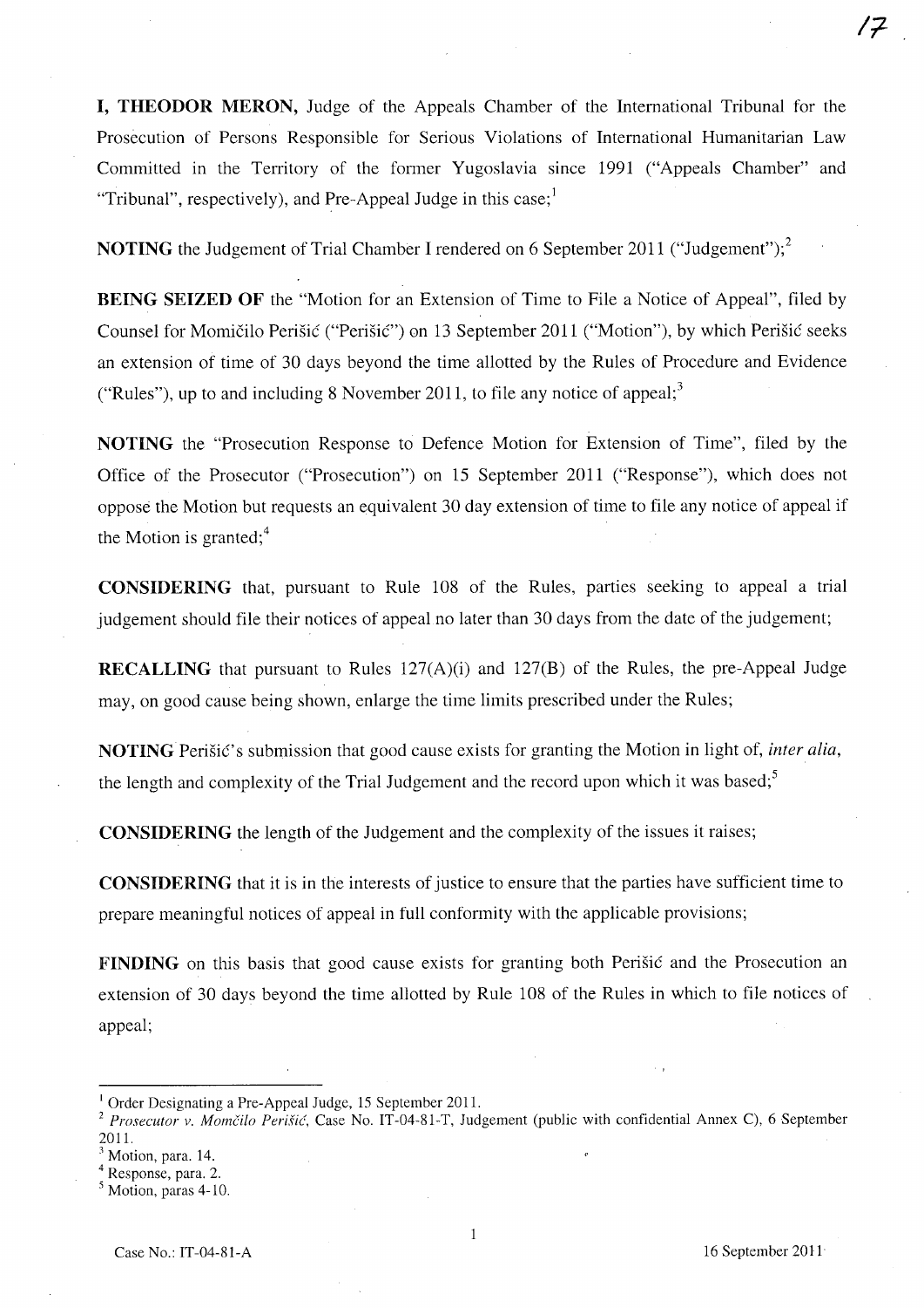**I, THEODOR MERON,** Judge of the Appeals Chamber of the International Tribunal for the Prosecution of Persons Responsible for Serious Violations of International Humanitarian Law Committed in the Territory of the former Yugoslavia since 1991 ("Appeals Chamber" and "Tribunal", respectively), and Pre-Appeal Judge in this case;[1]

**NOTING** the Judgement of Trial Chamber I rendered on 6 September 2011 ("Judgement");[2]

**BEING SEIZED OF** the "Motion for an Extension of Time to File a Notice of Appeal", filed by Counsel for Momčilo Perišić ("Perišić") on 13 September 2011 ("Motion"), by which Perišić seeks an extension of time of 30 days beyond the time allotted by the Rules of Procedure and Evidence ("Rules"), up to and including 8 November 2011, to file any notice of appeal;[3]

**NOTING** the "Prosecution Response to Defence Motion for Extension of Time", filed by the Office of the Prosecutor ("Prosecution") on 15 September 2011 ("Response"), which does not oppose the Motion but requests an equivalent 30 day extension of time to file any notice of appeal if the Motion is granted;[4]

**CONSIDERING** that, pursuant to Rule 108 of the Rules, parties seeking to appeal a trial judgement should file their notices of appeal no later than 30 days from the date of the judgement;

**RECALLING** that pursuant to Rules 127(A)(i) and 127(B) of the Rules, the pre-Appeal Judge may, on good cause being shown, enlarge the time limits prescribed under the Rules;

**NOTING** Perišić's submission that good cause exists for granting the Motion in light of, *inter alia*, the length and complexity of the Trial Judgement and the record upon which it was based;[5]

**CONSIDERING** the length of the Judgement and the complexity of the issues it raises;

**CONSIDERING** that it is in the interests of justice to ensure that the parties have sufficient time to prepare meaningful notices of appeal in full conformity with the applicable provisions;

**FINDING** on this basis that good cause exists for granting both Perišić and the Prosecution an extension of 30 days beyond the time allotted by Rule 108 of the Rules in which to file notices of appeal;

---

[1] Order Designating a Pre-Appeal Judge, 15 September 2011.

[2] *Prosecutor v. Momčilo Perišić*, Case No. IT-04-81-T, Judgement (public with confidential Annex C), 6 September 2011.

[3] Motion, para. 14.

[4] Response, para. 2.

[5] Motion, paras 4-10.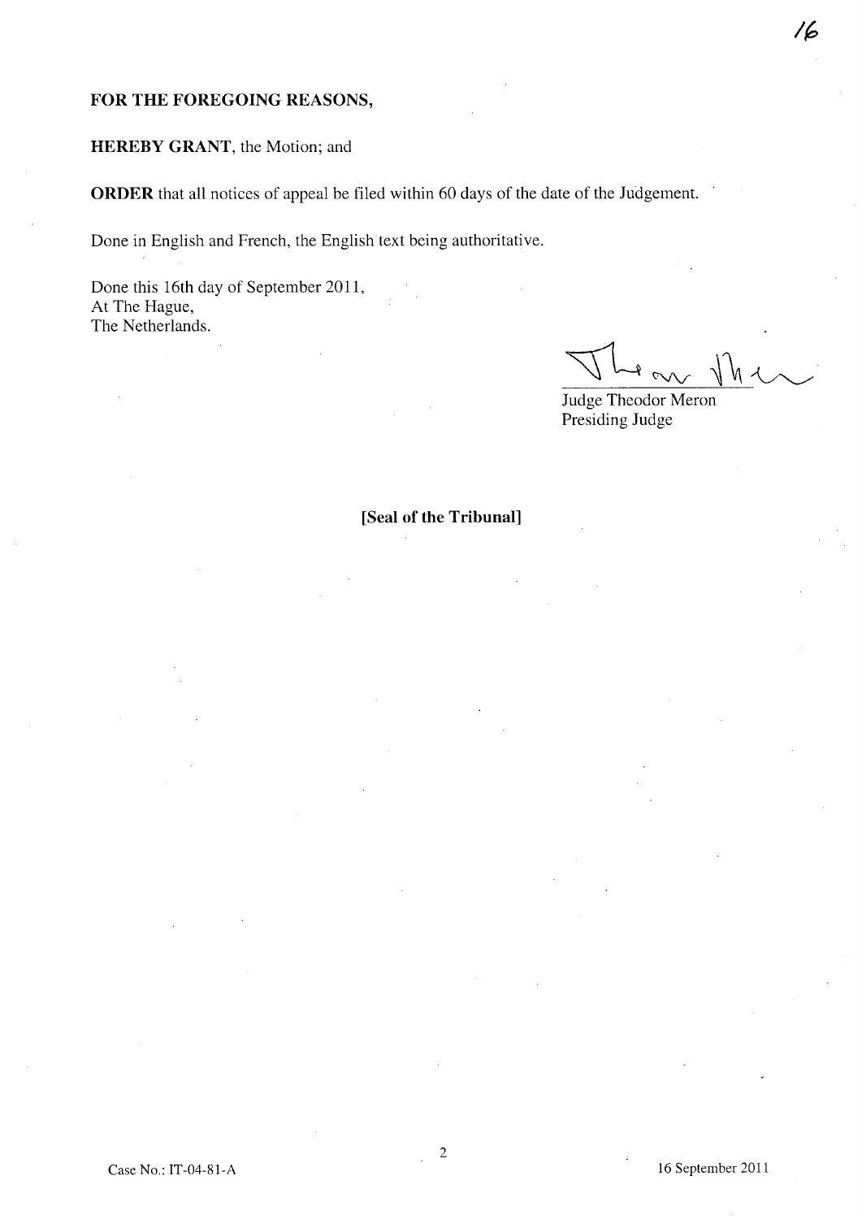**FOR THE FOREGOING REASONS,**

**HEREBY GRANT**, the Motion; and

**ORDER** that all notices of appeal be filed within 60 days of the date of the Judgement.

Done in English and French, the English text being authoritative.

Done this 16th day of September 2011,
At The Hague,
The Netherlands.

Judge Theodor Meron
Presiding Judge

**[Seal of the Tribunal]**

Case No.: IT-04-81-A

16 September 2011